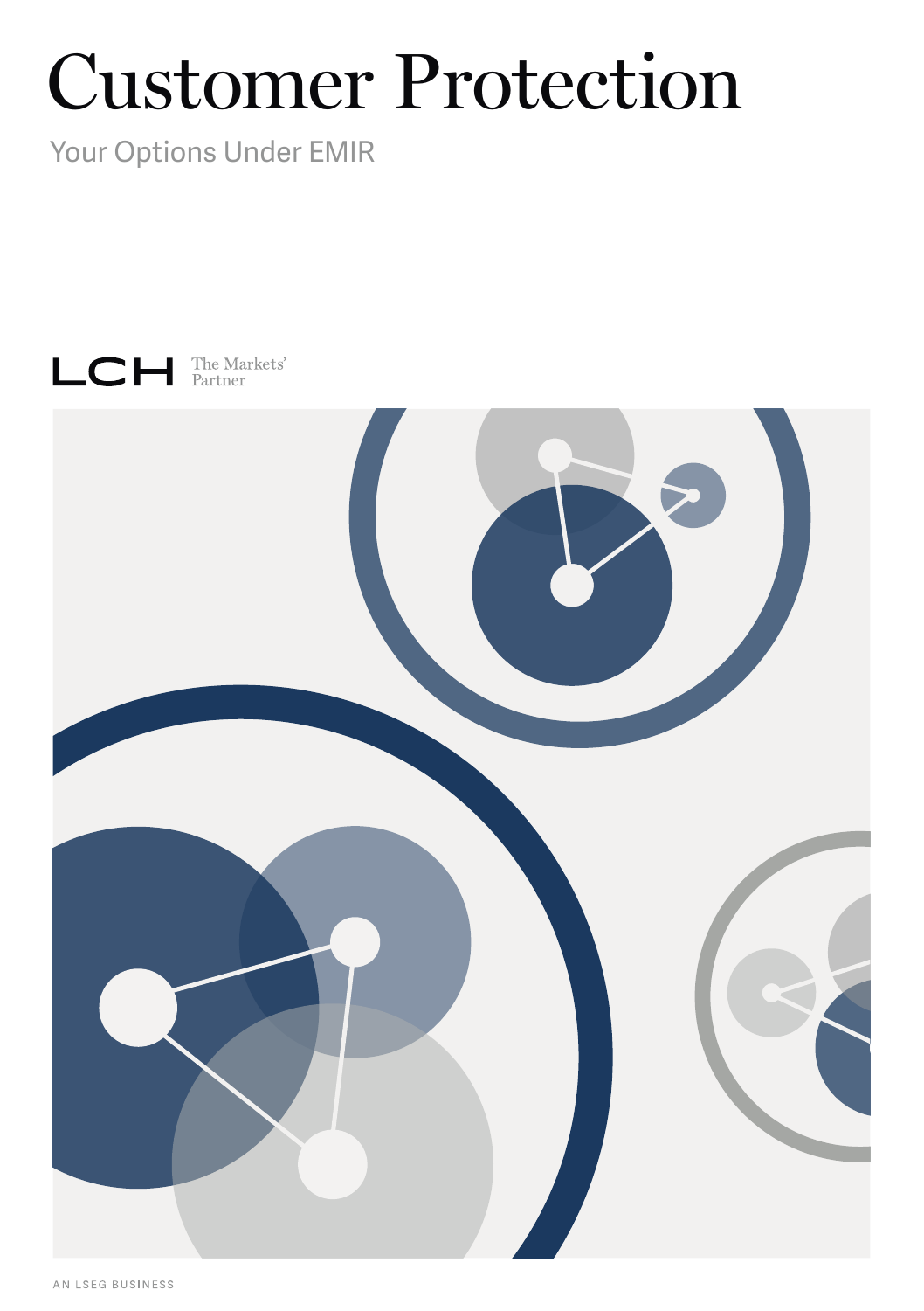# Customer Protection

Your Options Under EMIR

LCH The Markets' Partner

AN LSEG BUSINESS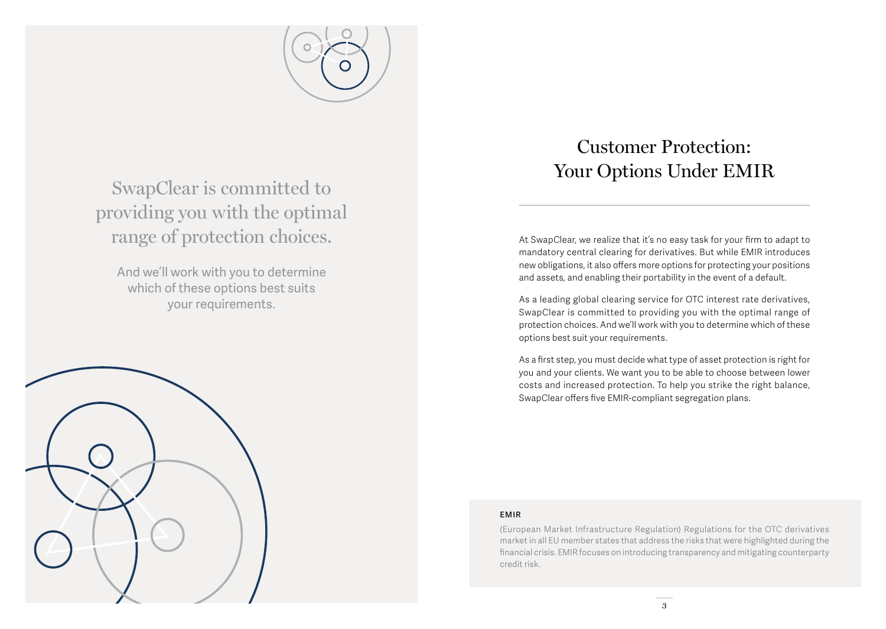SwapClear is committed to providing you with the optimal range of protection choices.

And we'll work with you to determine which of these options best suits your requirements.

# Customer Protection: Your Options Under EMIR

At SwapClear, we realize that it's no easy task for your firm to adapt to mandatory central clearing for derivatives. But while EMIR introduces new obligations, it also offers more options for protecting your positions and assets, and enabling their portability in the event of a default.

As a leading global clearing service for OTC interest rate derivatives, SwapClear is committed to providing you with the optimal range of protection choices. And we'll work with you to determine which of these options best suit your requirements.

As a first step, you must decide what type of asset protection is right for you and your clients. We want you to be able to choose between lower costs and increased protection. To help you strike the right balance, SwapClear offers five EMIR-compliant segregation plans.

**EMIR**

(European Market Infrastructure Regulation) Regulations for the OTC derivatives market in all EU member states that address the risks that were highlighted during the financial crisis. EMIR focuses on introducing transparency and mitigating counterparty credit risk.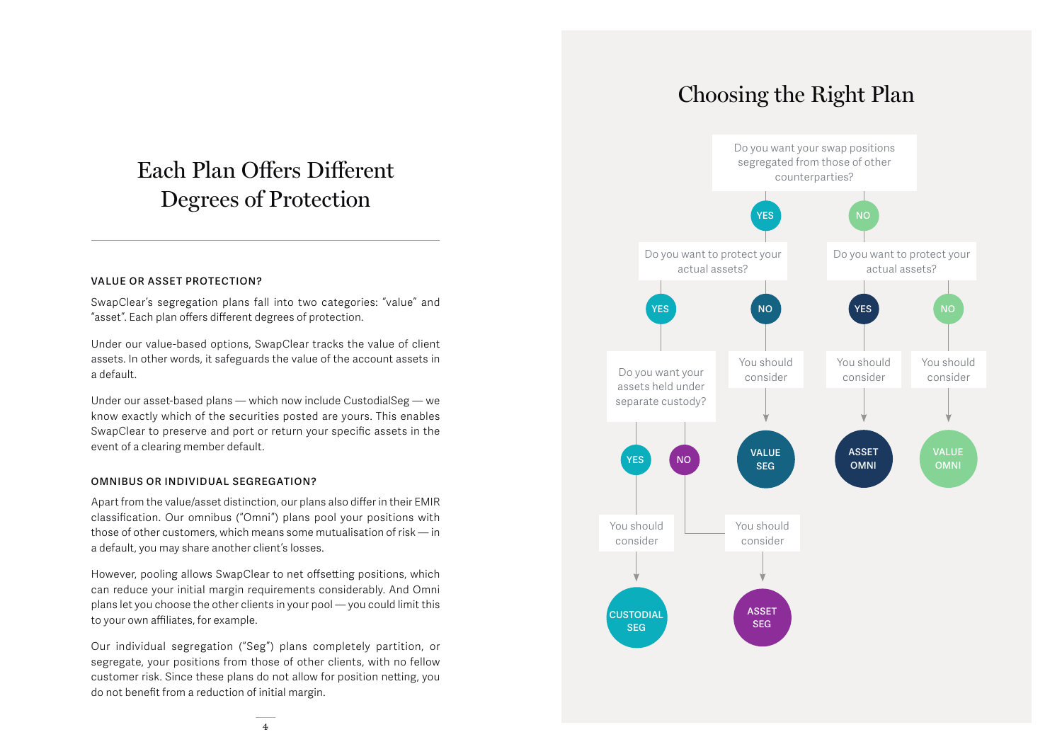# Each Plan Offers Different Degrees of Protection

**VALUE OR ASSET PROTECTION?**

SwapClear's segregation plans fall into two categories: "value" and "asset". Each plan offers different degrees of protection.

Under our value-based options, SwapClear tracks the value of client assets. In other words, it safeguards the value of the account assets in a default.

Under our asset-based plans — which now include CustodialSeg — we know exactly which of the securities posted are yours. This enables SwapClear to preserve and port or return your specific assets in the event of a clearing member default.

**OMNIBUS OR INDIVIDUAL SEGREGATION?**

Apart from the value/asset distinction, our plans also differ in their EMIR classification. Our omnibus ("Omni") plans pool your positions with those of other customers, which means some mutualisation of risk — in a default, you may share another client's losses.

However, pooling allows SwapClear to net offsetting positions, which can reduce your initial margin requirements considerably. And Omni plans let you choose the other clients in your pool — you could limit this to your own affiliates, for example.

Our individual segregation ("Seg") plans completely partition, or segregate, your positions from those of other clients, with no fellow customer risk. Since these plans do not allow for position netting, you do not benefit from a reduction of initial margin.

# Choosing the Right Plan

Do you want your swap positions segregated from those of other counterparties?

- **YES** — Do you want to protect your actual assets?
  - **YES** — Do you want your assets held under separate custody?
    - **YES** — You should consider **CUSTODIAL SEG**
    - **NO** — You should consider **ASSET SEG**
  - **NO** — You should consider **VALUE SEG**
- **NO** — Do you want to protect your actual assets?
  - **YES** — You should consider **ASSET OMNI**
  - **NO** — You should consider **VALUE OMNI**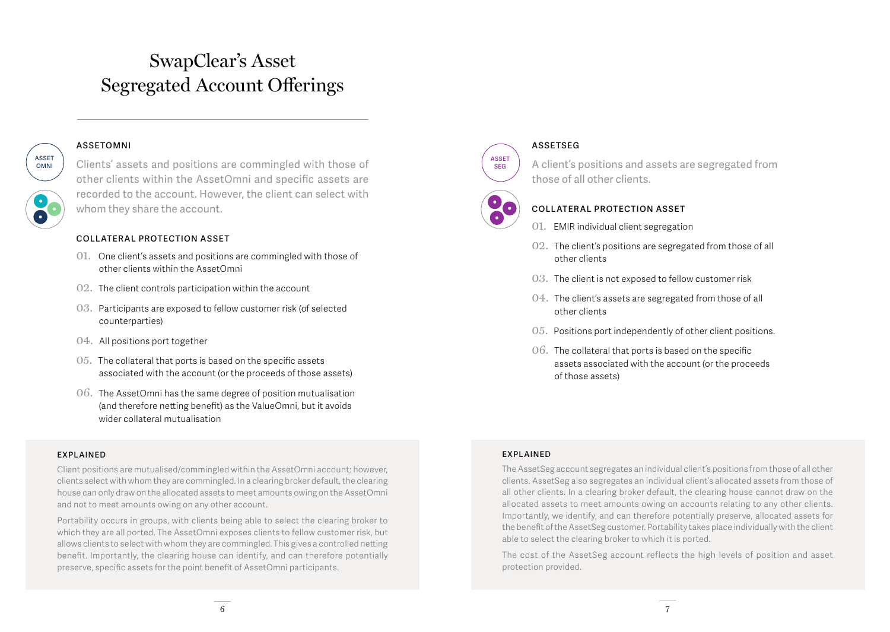# SwapClear's Asset Segregated Account Offerings

## ASSETOMNI

Clients' assets and positions are commingled with those of other clients within the AssetOmni and specific assets are recorded to the account. However, the client can select with whom they share the account.

### COLLATERAL PROTECTION ASSET

01. One client's assets and positions are commingled with those of other clients within the AssetOmni
02. The client controls participation within the account
03. Participants are exposed to fellow customer risk (of selected counterparties)
04. All positions port together
05. The collateral that ports is based on the specific assets associated with the account (or the proceeds of those assets)
06. The AssetOmni has the same degree of position mutualisation (and therefore netting benefit) as the ValueOmni, but it avoids wider collateral mutualisation

### EXPLAINED

Client positions are mutualised/commingled within the AssetOmni account; however, clients select with whom they are commingled. In a clearing broker default, the clearing house can only draw on the allocated assets to meet amounts owing on the AssetOmni and not to meet amounts owing on any other account.

Portability occurs in groups, with clients being able to select the clearing broker to which they are all ported. The AssetOmni exposes clients to fellow customer risk, but allows clients to select with whom they are commingled. This gives a controlled netting benefit. Importantly, the clearing house can identify, and can therefore potentially preserve, specific assets for the point benefit of AssetOmni participants.

## ASSETSEG

A client's positions and assets are segregated from those of all other clients.

### COLLATERAL PROTECTION ASSET

01. EMIR individual client segregation
02. The client's positions are segregated from those of all other clients
03. The client is not exposed to fellow customer risk
04. The client's assets are segregated from those of all other clients
05. Positions port independently of other client positions.
06. The collateral that ports is based on the specific assets associated with the account (or the proceeds of those assets)

### EXPLAINED

The AssetSeg account segregates an individual client's positions from those of all other clients. AssetSeg also segregates an individual client's allocated assets from those of all other clients. In a clearing broker default, the clearing house cannot draw on the allocated assets to meet amounts owing on accounts relating to any other clients. Importantly, we identify, and can therefore potentially preserve, allocated assets for the benefit of the AssetSeg customer. Portability takes place individually with the client able to select the clearing broker to which it is ported.

The cost of the AssetSeg account reflects the high levels of position and asset protection provided.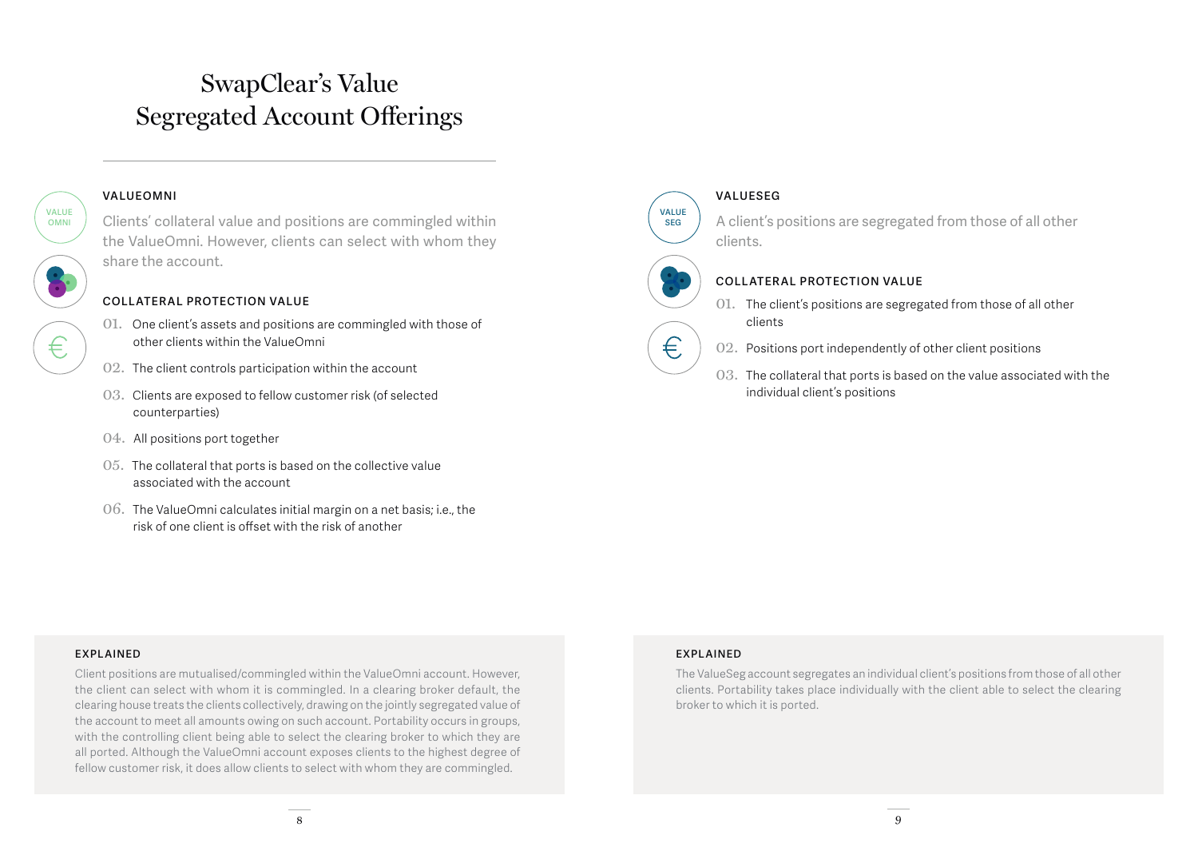# SwapClear's Value Segregated Account Offerings

## VALUEOMNI

Clients' collateral value and positions are commingled within the ValueOmni. However, clients can select with whom they share the account.

### COLLATERAL PROTECTION VALUE

01. One client's assets and positions are commingled with those of other clients within the ValueOmni
02. The client controls participation within the account
03. Clients are exposed to fellow customer risk (of selected counterparties)
04. All positions port together
05. The collateral that ports is based on the collective value associated with the account
06. The ValueOmni calculates initial margin on a net basis; i.e., the risk of one client is offset with the risk of another

### EXPLAINED

Client positions are mutualised/commingled within the ValueOmni account. However, the client can select with whom it is commingled. In a clearing broker default, the clearing house treats the clients collectively, drawing on the jointly segregated value of the account to meet all amounts owing on such account. Portability occurs in groups, with the controlling client being able to select the clearing broker to which they are all ported. Although the ValueOmni account exposes clients to the highest degree of fellow customer risk, it does allow clients to select with whom they are commingled.

## VALUESEG

A client's positions are segregated from those of all other clients.

### COLLATERAL PROTECTION VALUE

01. The client's positions are segregated from those of all other clients
02. Positions port independently of other client positions
03. The collateral that ports is based on the value associated with the individual client's positions

### EXPLAINED

The ValueSeg account segregates an individual client's positions from those of all other clients. Portability takes place individually with the client able to select the clearing broker to which it is ported.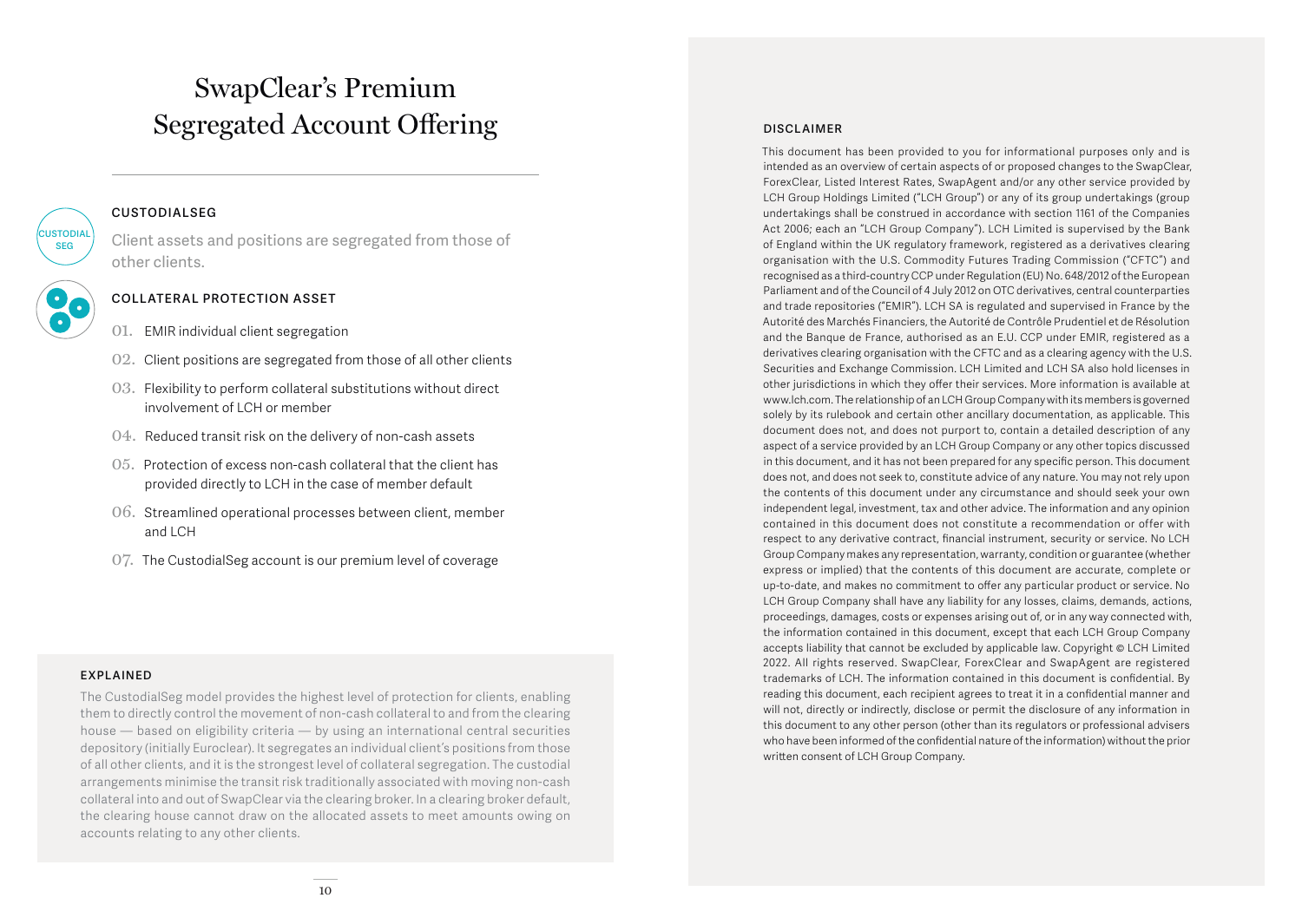# SwapClear's Premium Segregated Account Offering

## CUSTODIALSEG

Client assets and positions are segregated from those of other clients.

## COLLATERAL PROTECTION ASSET

01. EMIR individual client segregation
02. Client positions are segregated from those of all other clients
03. Flexibility to perform collateral substitutions without direct involvement of LCH or member
04. Reduced transit risk on the delivery of non-cash assets
05. Protection of excess non-cash collateral that the client has provided directly to LCH in the case of member default
06. Streamlined operational processes between client, member and LCH
07. The CustodialSeg account is our premium level of coverage

### EXPLAINED

The CustodialSeg model provides the highest level of protection for clients, enabling them to directly control the movement of non-cash collateral to and from the clearing house — based on eligibility criteria — by using an international central securities depository (initially Euroclear). It segregates an individual client's positions from those of all other clients, and it is the strongest level of collateral segregation. The custodial arrangements minimise the transit risk traditionally associated with moving non-cash collateral into and out of SwapClear via the clearing broker. In a clearing broker default, the clearing house cannot draw on the allocated assets to meet amounts owing on accounts relating to any other clients.

### DISCLAIMER

This document has been provided to you for informational purposes only and is intended as an overview of certain aspects of or proposed changes to the SwapClear, ForexClear, Listed Interest Rates, SwapAgent and/or any other service provided by LCH Group Holdings Limited ("LCH Group") or any of its group undertakings (group undertakings shall be construed in accordance with section 1161 of the Companies Act 2006; each an "LCH Group Company"). LCH Limited is supervised by the Bank of England within the UK regulatory framework, registered as a derivatives clearing organisation with the U.S. Commodity Futures Trading Commission ("CFTC") and recognised as a third-country CCP under Regulation (EU) No. 648/2012 of the European Parliament and of the Council of 4 July 2012 on OTC derivatives, central counterparties and trade repositories ("EMIR"). LCH SA is regulated and supervised in France by the Autorité des Marchés Financiers, the Autorité de Contrôle Prudentiel et de Résolution and the Banque de France, authorised as an E.U. CCP under EMIR, registered as a derivatives clearing organisation with the CFTC and as a clearing agency with the U.S. Securities and Exchange Commission. LCH Limited and LCH SA also hold licenses in other jurisdictions in which they offer their services. More information is available at www.lch.com. The relationship of an LCH Group Company with its members is governed solely by its rulebook and certain other ancillary documentation, as applicable. This document does not, and does not purport to, contain a detailed description of any aspect of a service provided by an LCH Group Company or any other topics discussed in this document, and it has not been prepared for any specific person. This document does not, and does not seek to, constitute advice of any nature. You may not rely upon the contents of this document under any circumstance and should seek your own independent legal, investment, tax and other advice. The information and any opinion contained in this document does not constitute a recommendation or offer with respect to any derivative contract, financial instrument, security or service. No LCH Group Company makes any representation, warranty, condition or guarantee (whether express or implied) that the contents of this document are accurate, complete or up-to-date, and makes no commitment to offer any particular product or service. No LCH Group Company shall have any liability for any losses, claims, demands, actions, proceedings, damages, costs or expenses arising out of, or in any way connected with, the information contained in this document, except that each LCH Group Company accepts liability that cannot be excluded by applicable law. Copyright © LCH Limited 2022. All rights reserved. SwapClear, ForexClear and SwapAgent are registered trademarks of LCH. The information contained in this document is confidential. By reading this document, each recipient agrees to treat it in a confidential manner and will not, directly or indirectly, disclose or permit the disclosure of any information in this document to any other person (other than its regulators or professional advisers who have been informed of the confidential nature of the information) without the prior written consent of LCH Group Company.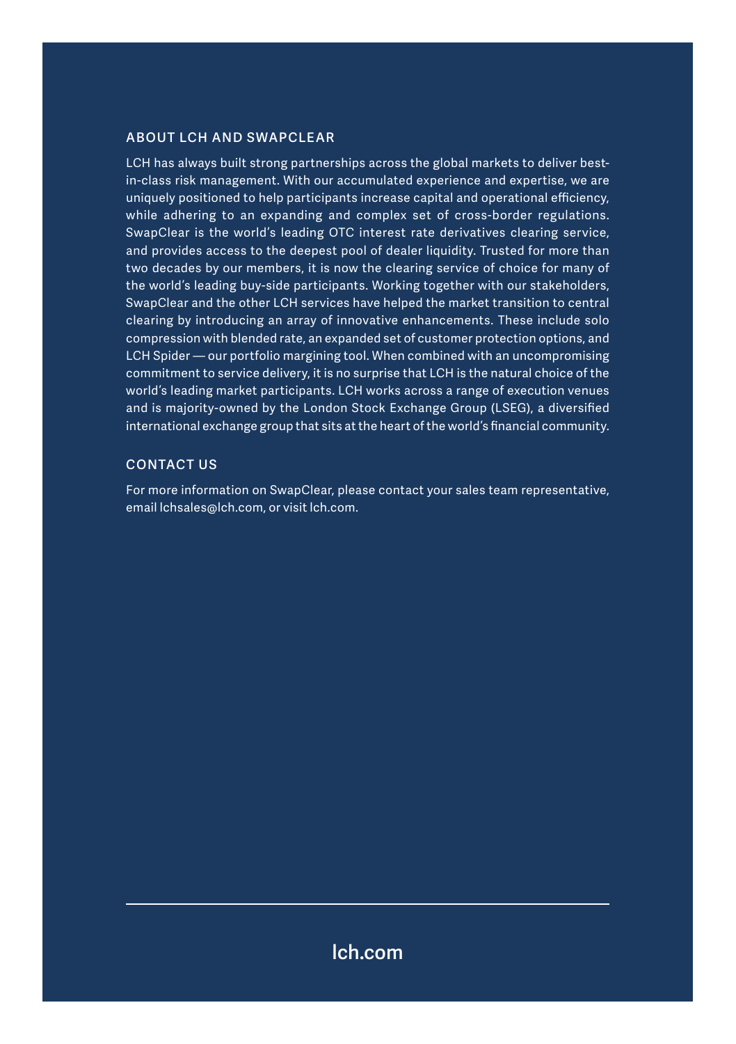## ABOUT LCH AND SWAPCLEAR

LCH has always built strong partnerships across the global markets to deliver best-in-class risk management. With our accumulated experience and expertise, we are uniquely positioned to help participants increase capital and operational efficiency, while adhering to an expanding and complex set of cross-border regulations. SwapClear is the world's leading OTC interest rate derivatives clearing service, and provides access to the deepest pool of dealer liquidity. Trusted for more than two decades by our members, it is now the clearing service of choice for many of the world's leading buy-side participants. Working together with our stakeholders, SwapClear and the other LCH services have helped the market transition to central clearing by introducing an array of innovative enhancements. These include solo compression with blended rate, an expanded set of customer protection options, and LCH Spider — our portfolio margining tool. When combined with an uncompromising commitment to service delivery, it is no surprise that LCH is the natural choice of the world's leading market participants. LCH works across a range of execution venues and is majority-owned by the London Stock Exchange Group (LSEG), a diversified international exchange group that sits at the heart of the world's financial community.

## CONTACT US

For more information on SwapClear, please contact your sales team representative, email lchsales@lch.com, or visit lch.com.

lch.com